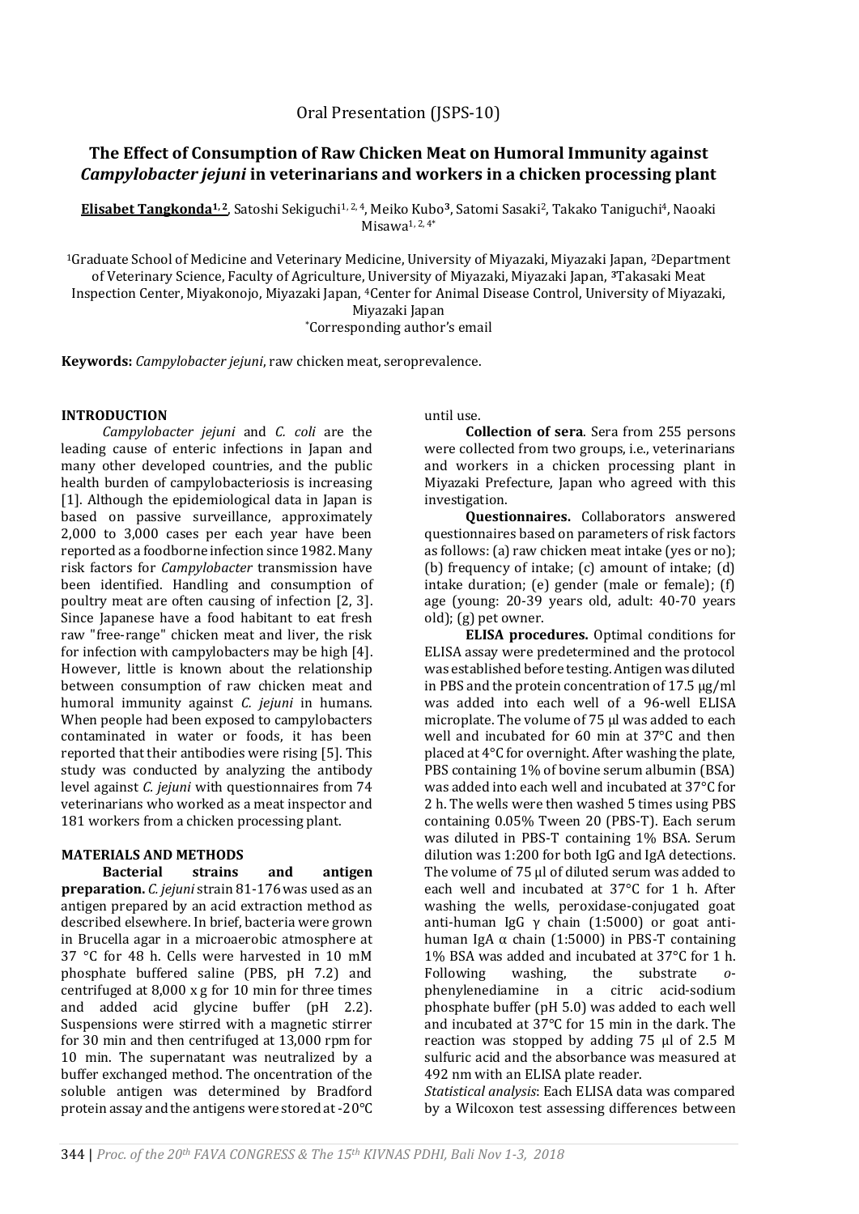Oral Presentation (JSPS-10)

# The Effect of Consumption of Raw Chicken Meat on Humoral Immunity against *Campylobacter jejuni* in veterinarians and workers in a chicken processing plant

**Elisabet Tangkonda[1, 2]**, Satoshi Sekiguchi[1, 2, 4], Meiko Kubo[3], Satomi Sasaki[2], Takako Taniguchi[4], Naoaki Misawa[1, 2, 4*]

[1]Graduate School of Medicine and Veterinary Medicine, University of Miyazaki, Miyazaki Japan, [2]Department of Veterinary Science, Faculty of Agriculture, University of Miyazaki, Miyazaki Japan, [3]Takasaki Meat Inspection Center, Miyakonojo, Miyazaki Japan, [4]Center for Animal Disease Control, University of Miyazaki, Miyazaki Japan

*Corresponding author's email

**Keywords:** *Campylobacter jejuni*, raw chicken meat, seroprevalence.

## INTRODUCTION

*Campylobacter jejuni* and *C. coli* are the leading cause of enteric infections in Japan and many other developed countries, and the public health burden of campylobacteriosis is increasing [1]. Although the epidemiological data in Japan is based on passive surveillance, approximately 2,000 to 3,000 cases per each year have been reported as a foodborne infection since 1982. Many risk factors for *Campylobacter* transmission have been identified. Handling and consumption of poultry meat are often causing of infection [2, 3]. Since Japanese have a food habitant to eat fresh raw "free-range" chicken meat and liver, the risk for infection with campylobacters may be high [4]. However, little is known about the relationship between consumption of raw chicken meat and humoral immunity against *C. jejuni* in humans. When people had been exposed to campylobacters contaminated in water or foods, it has been reported that their antibodies were rising [5]. This study was conducted by analyzing the antibody level against *C. jejuni* with questionnaires from 74 veterinarians who worked as a meat inspector and 181 workers from a chicken processing plant.

## MATERIALS AND METHODS

**Bacterial strains and antigen preparation.** *C. jejuni* strain 81-176 was used as an antigen prepared by an acid extraction method as described elsewhere. In brief, bacteria were grown in Brucella agar in a microaerobic atmosphere at 37 °C for 48 h. Cells were harvested in 10 mM phosphate buffered saline (PBS, pH 7.2) and centrifuged at 8,000 x g for 10 min for three times and added acid glycine buffer (pH 2.2). Suspensions were stirred with a magnetic stirrer for 30 min and then centrifuged at 13,000 rpm for 10 min. The supernatant was neutralized by a buffer exchanged method. The oncentration of the soluble antigen was determined by Bradford protein assay and the antigens were stored at -20°C until use.

**Collection of sera**. Sera from 255 persons were collected from two groups, i.e., veterinarians and workers in a chicken processing plant in Miyazaki Prefecture, Japan who agreed with this investigation.

**Questionnaires.** Collaborators answered questionnaires based on parameters of risk factors as follows: (a) raw chicken meat intake (yes or no); (b) frequency of intake; (c) amount of intake; (d) intake duration; (e) gender (male or female); (f) age (young: 20-39 years old, adult: 40-70 years old); (g) pet owner.

**ELISA procedures.** Optimal conditions for ELISA assay were predetermined and the protocol was established before testing. Antigen was diluted in PBS and the protein concentration of 17.5 μg/ml was added into each well of a 96-well ELISA microplate. The volume of 75 μl was added to each well and incubated for 60 min at 37°C and then placed at 4°C for overnight. After washing the plate, PBS containing 1% of bovine serum albumin (BSA) was added into each well and incubated at 37°C for 2 h. The wells were then washed 5 times using PBS containing 0.05% Tween 20 (PBS-T). Each serum was diluted in PBS-T containing 1% BSA. Serum dilution was 1:200 for both IgG and IgA detections. The volume of 75 μl of diluted serum was added to each well and incubated at 37°C for 1 h. After washing the wells, peroxidase-conjugated goat anti-human IgG γ chain (1:5000) or goat anti-human IgA α chain (1:5000) in PBS-T containing 1% BSA was added and incubated at 37°C for 1 h. Following washing, the substrate *o*-phenylenediamine in a citric acid-sodium phosphate buffer (pH 5.0) was added to each well and incubated at 37°C for 15 min in the dark. The reaction was stopped by adding 75 μl of 2.5 M sulfuric acid and the absorbance was measured at 492 nm with an ELISA plate reader.

*Statistical analysis*: Each ELISA data was compared by a Wilcoxon test assessing differences between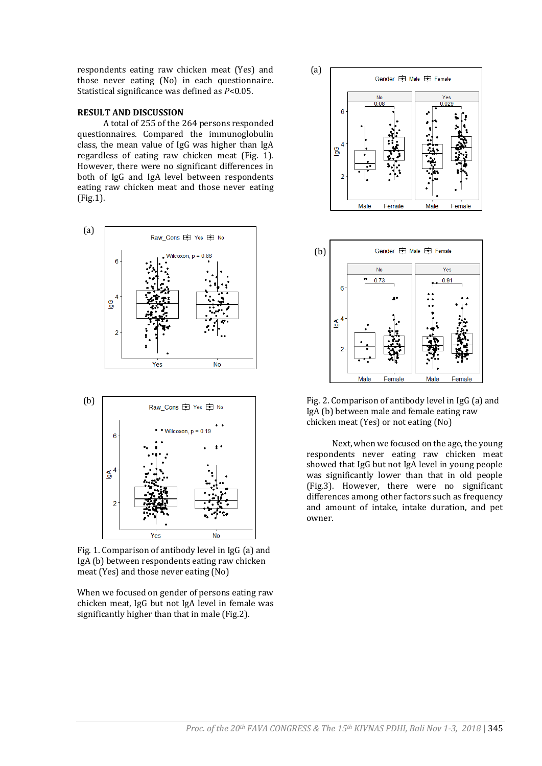respondents eating raw chicken meat (Yes) and those never eating (No) in each questionnaire. Statistical significance was defined as $P<0.05$.

## RESULT AND DISCUSSION

A total of 255 of the 264 persons responded questionnaires. Compared the immunoglobulin class, the mean value of IgG was higher than IgA regardless of eating raw chicken meat (Fig. 1). However, there were no significant differences in both of IgG and IgA level between respondents eating raw chicken meat and those never eating (Fig.1).

Fig. 1. Comparison of antibody level in IgG (a) and IgA (b) between respondents eating raw chicken meat (Yes) and those never eating (No)

When we focused on gender of persons eating raw chicken meat, IgG but not IgA level in female was significantly higher than that in male (Fig.2).

Fig. 2. Comparison of antibody level in IgG (a) and IgA (b) between male and female eating raw chicken meat (Yes) or not eating (No)

Next, when we focused on the age, the young respondents never eating raw chicken meat showed that IgG but not IgA level in young people was significantly lower than that in old people (Fig.3). However, there were no significant differences among other factors such as frequency and amount of intake, intake duration, and pet owner.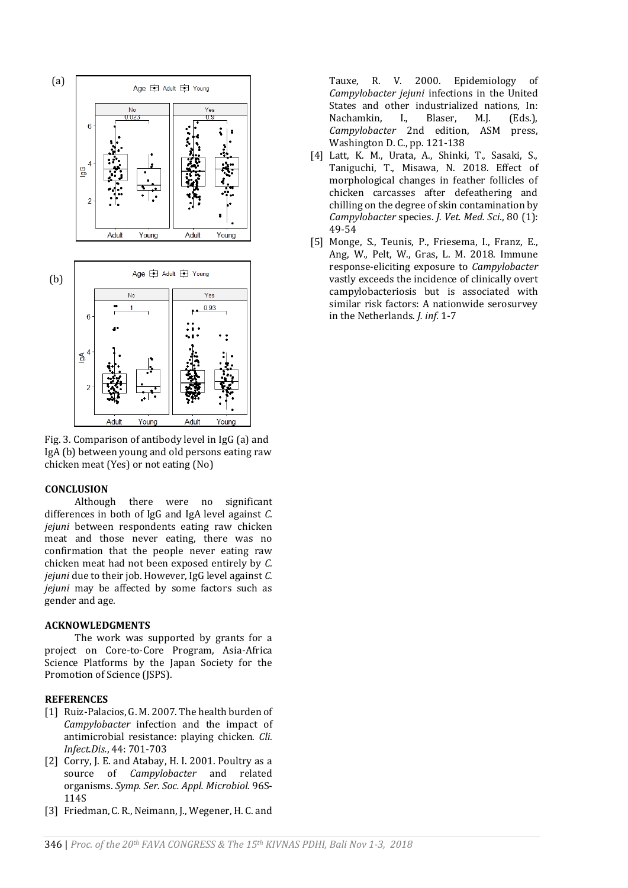(a)

Age Adult Young

No Yes

0.023 0.9

IgG

6

4

2

Adult Young Adult Young

(b)

Age Adult Young

No Yes

1 0.93

IgA

6

4

2

Adult Young Adult Young

Fig. 3. Comparison of antibody level in IgG (a) and IgA (b) between young and old persons eating raw chicken meat (Yes) or not eating (No)

## CONCLUSION

Although there were no significant differences in both of IgG and IgA level against *C. jejuni* between respondents eating raw chicken meat and those never eating, there was no confirmation that the people never eating raw chicken meat had not been exposed entirely by *C. jejuni* due to their job. However, IgG level against *C. jejuni* may be affected by some factors such as gender and age.

## ACKNOWLEDGMENTS

The work was supported by grants for a project on Core-to-Core Program, Asia-Africa Science Platforms by the Japan Society for the Promotion of Science (JSPS).

## REFERENCES

[1] Ruiz-Palacios, G. M. 2007. The health burden of *Campylobacter* infection and the impact of antimicrobial resistance: playing chicken. *Cli. Infect.Dis.*, 44: 701-703

[2] Corry, J. E. and Atabay, H. I. 2001. Poultry as a source of *Campylobacter* and related organisms. *Symp. Ser. Soc. Appl. Microbiol.* 96S-114S

[3] Friedman, C. R., Neimann, J., Wegener, H. C. and Tauxe, R. V. 2000. Epidemiology of *Campylobacter jejuni* infections in the United States and other industrialized nations, In: Nachamkin, I., Blaser, M.J. (Eds.), *Campylobacter* 2nd edition, ASM press, Washington D. C., pp. 121-138

[4] Latt, K. M., Urata, A., Shinki, T., Sasaki, S., Taniguchi, T., Misawa, N. 2018. Effect of morphological changes in feather follicles of chicken carcasses after defeathering and chilling on the degree of skin contamination by *Campylobacter* species. *J. Vet. Med. Sci.*, 80 (1): 49-54

[5] Monge, S., Teunis, P., Friesema, I., Franz, E., Ang, W., Pelt, W., Gras, L. M. 2018. Immune response-eliciting exposure to *Campylobacter* vastly exceeds the incidence of clinically overt campylobacteriosis but is associated with similar risk factors: A nationwide serosurvey in the Netherlands. *J. inf.* 1-7